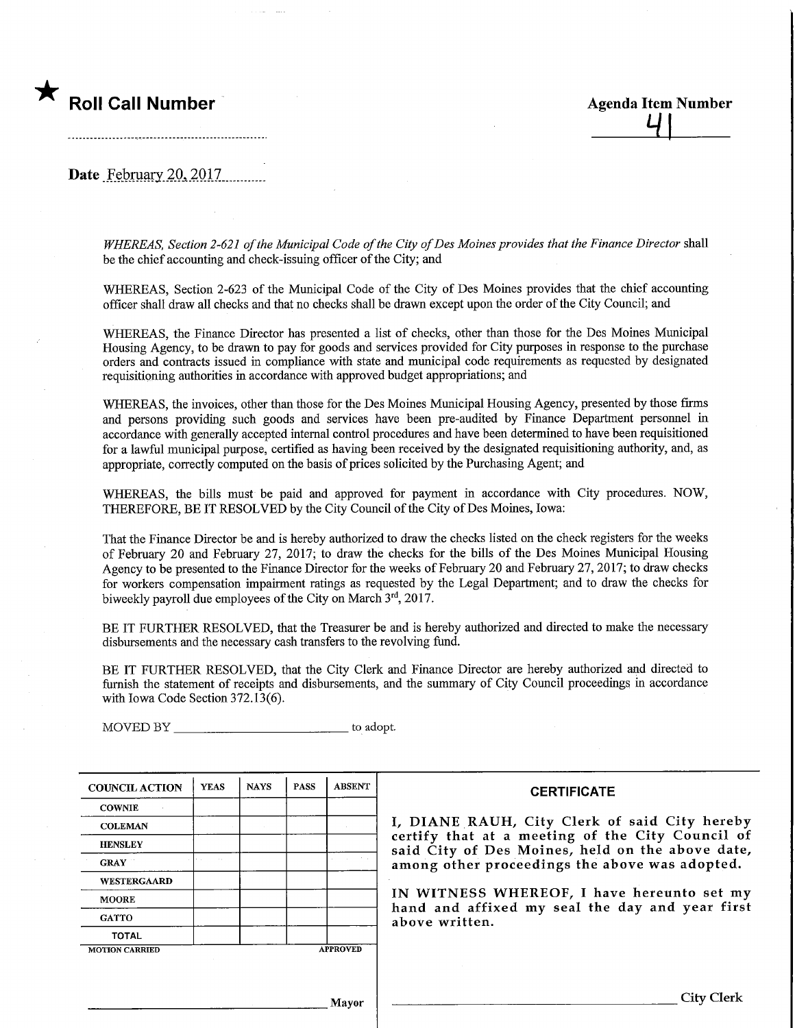★ **Roll Call Number**

**Agenda Item Number**

41

**Date** February 20, 2017

*WHEREAS, Section 2-621 of the Municipal Code of the City of Des Moines provides that the Finance Director* shall be the chief accounting and check-issuing officer of the City; and

WHEREAS, Section 2-623 of the Municipal Code of the City of Des Moines provides that the chief accounting officer shall draw all checks and that no checks shall be drawn except upon the order of the City Council; and

WHEREAS, the Finance Director has presented a list of checks, other than those for the Des Moines Municipal Housing Agency, to be drawn to pay for goods and services provided for City purposes in response to the purchase orders and contracts issued in compliance with state and municipal code requirements as requested by designated requisitioning authorities in accordance with approved budget appropriations; and

WHEREAS, the invoices, other than those for the Des Moines Municipal Housing Agency, presented by those firms and persons providing such goods and services have been pre-audited by Finance Department personnel in accordance with generally accepted internal control procedures and have been determined to have been requisitioned for a lawful municipal purpose, certified as having been received by the designated requisitioning authority, and, as appropriate, correctly computed on the basis of prices solicited by the Purchasing Agent; and

WHEREAS, the bills must be paid and approved for payment in accordance with City procedures. NOW, THEREFORE, BE IT RESOLVED by the City Council of the City of Des Moines, Iowa:

That the Finance Director be and is hereby authorized to draw the checks listed on the check registers for the weeks of February 20 and February 27, 2017; to draw the checks for the bills of the Des Moines Municipal Housing Agency to be presented to the Finance Director for the weeks of February 20 and February 27, 2017; to draw checks for workers compensation impairment ratings as requested by the Legal Department; and to draw the checks for biweekly payroll due employees of the City on March 3rd, 2017.

BE IT FURTHER RESOLVED, that the Treasurer be and is hereby authorized and directed to make the necessary disbursements and the necessary cash transfers to the revolving fund.

BE IT FURTHER RESOLVED, that the City Clerk and Finance Director are hereby authorized and directed to furnish the statement of receipts and disbursements, and the summary of City Council proceedings in accordance with Iowa Code Section 372.13(6).

MOVED BY ________________________ to adopt.

| COUNCIL ACTION | YEAS | NAYS | PASS | ABSENT |
|---|---|---|---|---|
| COWNIE | | | | |
| COLEMAN | | | | |
| HENSLEY | | | | |
| GRAY | | | | |
| WESTERGAARD | | | | |
| MOORE | | | | |
| GATTO | | | | |
| TOTAL | | | | |
| MOTION CARRIED | | | | APPROVED |

________________________ Mayor

**CERTIFICATE**

I, DIANE RAUH, City Clerk of said City hereby certify that at a meeting of the City Council of said City of Des Moines, held on the above date, among other proceedings the above was adopted.

IN WITNESS WHEREOF, I have hereunto set my hand and affixed my seal the day and year first above written.

________________________ City Clerk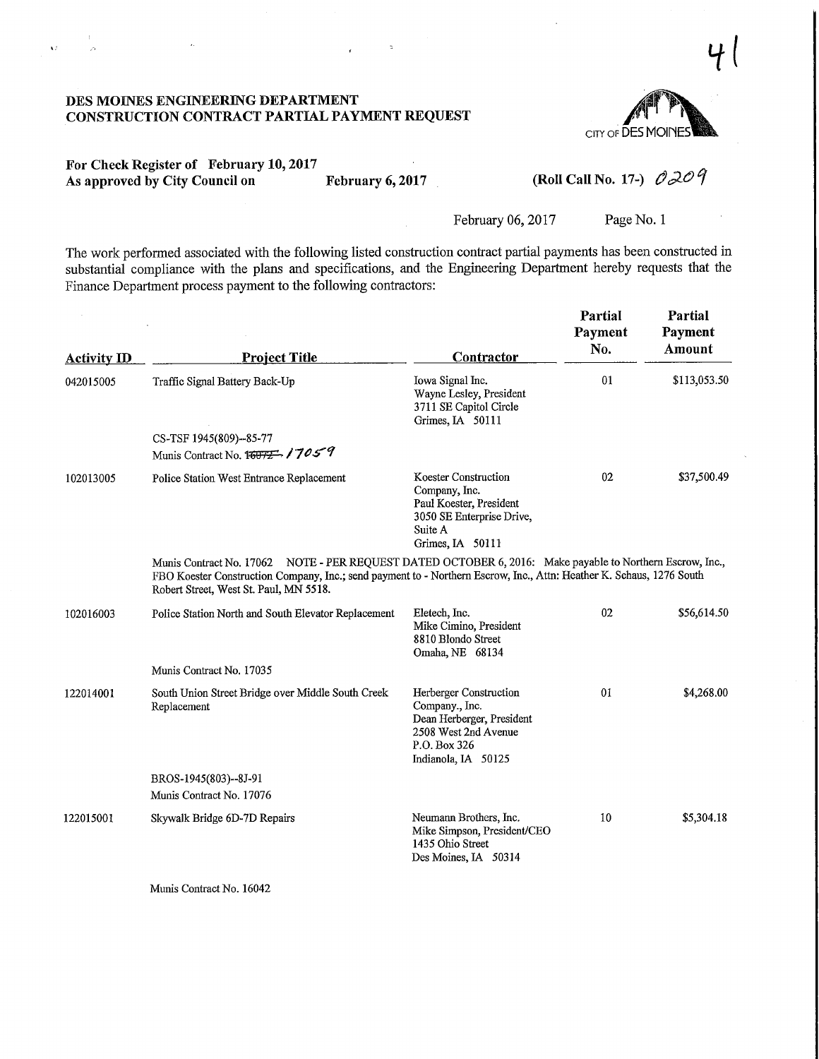41

**DES MOINES ENGINEERING DEPARTMENT**
**CONSTRUCTION CONTRACT PARTIAL PAYMENT REQUEST**

CITY OF DES MOINES

**For Check Register of February 10, 2017**
**As approved by City Council on February 6, 2017** **(Roll Call No. 17-)** 0209

February 06, 2017 Page No. 1

The work performed associated with the following listed construction contract partial payments has been constructed in substantial compliance with the plans and specifications, and the Engineering Department hereby requests that the Finance Department process payment to the following contractors:

| Activity ID | Project Title | Contractor | Partial Payment No. | Partial Payment Amount |
|---|---|---|---|---|
| 042015005 | Traffic Signal Battery Back-Up<br>CS-TSF 1945(809)--85-77<br>Munis Contract No. ~~16072~~ 17059 | Iowa Signal Inc.<br>Wayne Lesley, President<br>3711 SE Capitol Circle<br>Grimes, IA 50111 | 01 | $113,053.50 |
| 102013005 | Police Station West Entrance Replacement | Koester Construction Company, Inc.<br>Paul Koester, President<br>3050 SE Enterprise Drive, Suite A<br>Grimes, IA 50111 | 02 | $37,500.49 |
| | Munis Contract No. 17062 NOTE - PER REQUEST DATED OCTOBER 6, 2016: Make payable to Northern Escrow, Inc., FBO Koester Construction Company, Inc.; send payment to - Northern Escrow, Inc., Attn: Heather K. Schaus, 1276 South Robert Street, West St. Paul, MN 5518. | | | |
| 102016003 | Police Station North and South Elevator Replacement<br>Munis Contract No. 17035 | Eletech, Inc.<br>Mike Cimino, President<br>8810 Blondo Street<br>Omaha, NE 68134 | 02 | $56,614.50 |
| 122014001 | South Union Street Bridge over Middle South Creek Replacement<br>BROS-1945(803)--8J-91<br>Munis Contract No. 17076 | Herberger Construction Company., Inc.<br>Dean Herberger, President<br>2508 West 2nd Avenue<br>P.O. Box 326<br>Indianola, IA 50125 | 01 | $4,268.00 |
| 122015001 | Skywalk Bridge 6D-7D Repairs<br>Munis Contract No. 16042 | Neumann Brothers, Inc.<br>Mike Simpson, President/CEO<br>1435 Ohio Street<br>Des Moines, IA 50314 | 10 | $5,304.18 |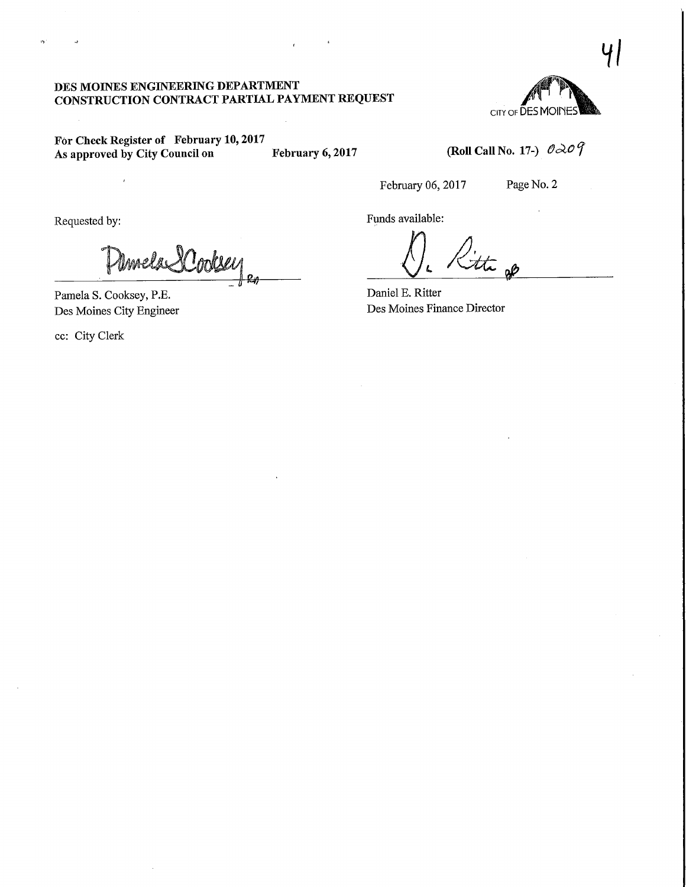41

**DES MOINES ENGINEERING DEPARTMENT**
**CONSTRUCTION CONTRACT PARTIAL PAYMENT REQUEST**

CITY OF DES MOINES

**For Check Register of February 10, 2017**
**As approved by City Council on February 6, 2017**

**(Roll Call No. 17-)** 0209

February 06, 2017 Page No. 2

Requested by:

Pamela S. Cooksey, P.E.
Des Moines City Engineer

cc: City Clerk

Funds available:

Daniel E. Ritter
Des Moines Finance Director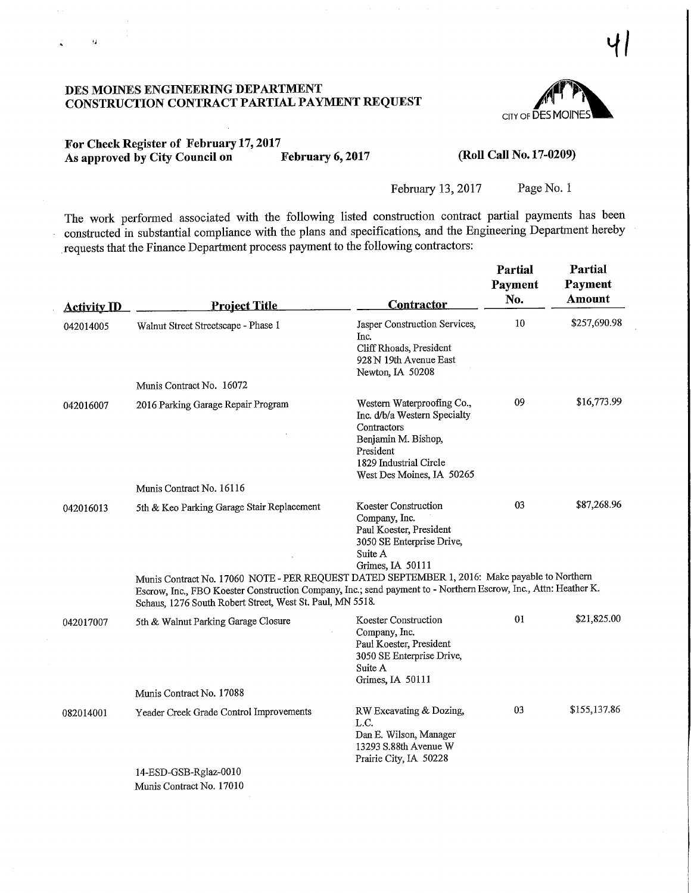# DES MOINES ENGINEERING DEPARTMENT
# CONSTRUCTION CONTRACT PARTIAL PAYMENT REQUEST

CITY OF DES MOINES

**For Check Register of February 17, 2017**
**As approved by City Council on February 6, 2017** **(Roll Call No. 17-0209)**

February 13, 2017 Page No. 1

The work performed associated with the following listed construction contract partial payments has been constructed in substantial compliance with the plans and specifications, and the Engineering Department hereby requests that the Finance Department process payment to the following contractors:

| Activity ID | Project Title | Contractor | Partial Payment No. | Partial Payment Amount |
|---|---|---|---|---|
| 042014005 | Walnut Street Streetscape - Phase I<br>Munis Contract No. 16072 | Jasper Construction Services, Inc.<br>Cliff Rhoads, President<br>928 N 19th Avenue East<br>Newton, IA 50208 | 10 | $257,690.98 |
| 042016007 | 2016 Parking Garage Repair Program<br>Munis Contract No. 16116 | Western Waterproofing Co., Inc. d/b/a Western Specialty Contractors<br>Benjamin M. Bishop, President<br>1829 Industrial Circle<br>West Des Moines, IA 50265 | 09 | $16,773.99 |
| 042016013 | 5th & Keo Parking Garage Stair Replacement<br>Munis Contract No. 17060 NOTE - PER REQUEST DATED SEPTEMBER 1, 2016: Make payable to Northern Escrow, Inc., FBO Koester Construction Company, Inc.; send payment to - Northern Escrow, Inc., Attn: Heather K. Schaus, 1276 South Robert Street, West St. Paul, MN 5518. | Koester Construction Company, Inc.<br>Paul Koester, President<br>3050 SE Enterprise Drive, Suite A<br>Grimes, IA 50111 | 03 | $87,268.96 |
| 042017007 | 5th & Walnut Parking Garage Closure<br>Munis Contract No. 17088 | Koester Construction Company, Inc.<br>Paul Koester, President<br>3050 SE Enterprise Drive, Suite A<br>Grimes, IA 50111 | 01 | $21,825.00 |
| 082014001 | Yeader Creek Grade Control Improvements<br>14-ESD-GSB-Rglaz-0010<br>Munis Contract No. 17010 | RW Excavating & Dozing, L.C.<br>Dan E. Wilson, Manager<br>13293 S.88th Avenue W<br>Prairie City, IA 50228 | 03 | $155,137.86 |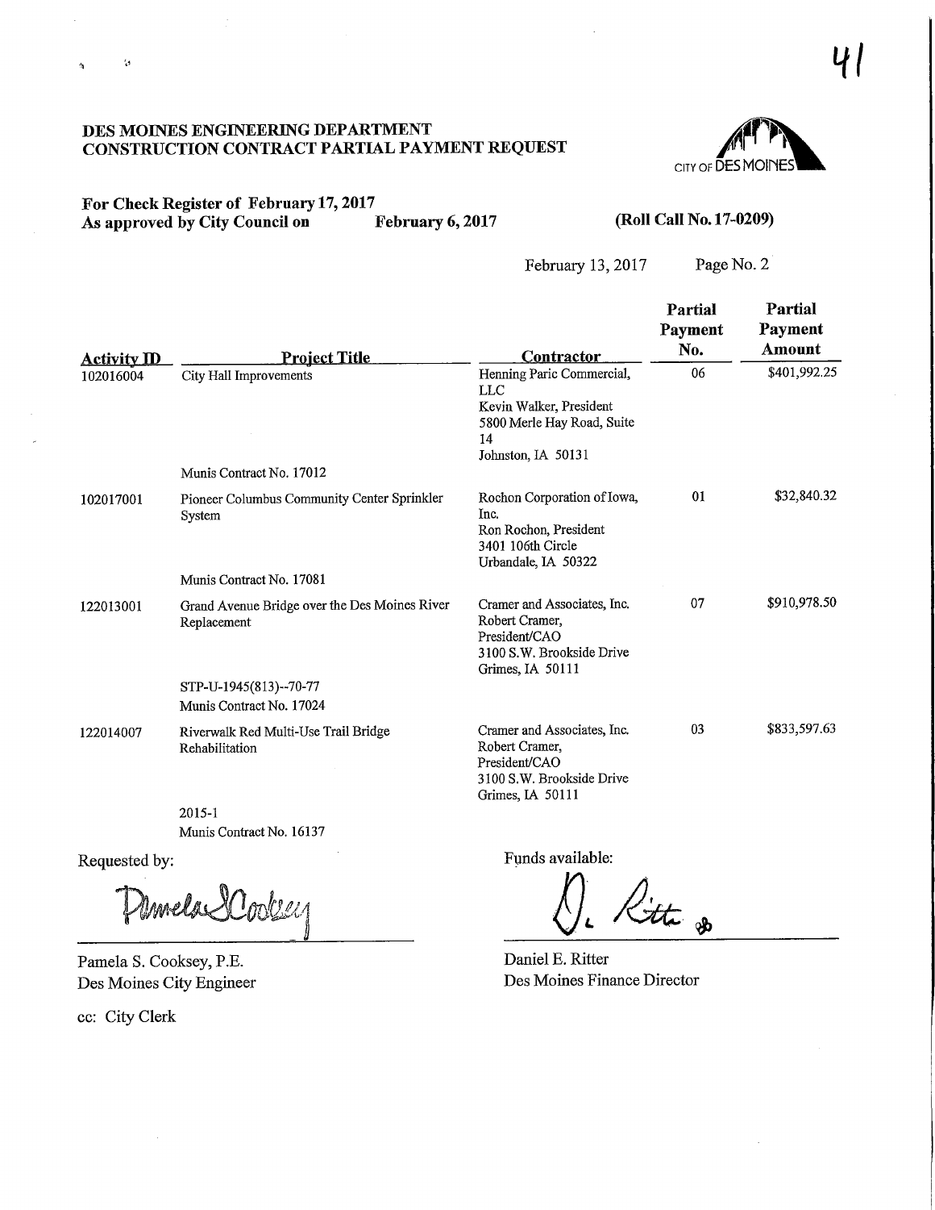41

**DES MOINES ENGINEERING DEPARTMENT**
**CONSTRUCTION CONTRACT PARTIAL PAYMENT REQUEST**

CITY OF DES MOINES

**For Check Register of February 17, 2017**
**As approved by City Council on February 6, 2017** **(Roll Call No. 17-0209)**

February 13, 2017 Page No. 2

| Activity ID | Project Title | Contractor | Partial Payment No. | Partial Payment Amount |
|---|---|---|---|---|
| 102016004 | City Hall Improvements<br><br>Munis Contract No. 17012 | Henning Paric Commercial, LLC<br>Kevin Walker, President<br>5800 Merle Hay Road, Suite 14<br>Johnston, IA 50131 | 06 | $401,992.25 |
| 102017001 | Pioneer Columbus Community Center Sprinkler System<br><br>Munis Contract No. 17081 | Rochon Corporation of Iowa, Inc.<br>Ron Rochon, President<br>3401 106th Circle<br>Urbandale, IA 50322 | 01 | $32,840.32 |
| 122013001 | Grand Avenue Bridge over the Des Moines River Replacement<br><br>STP-U-1945(813)--70-77<br>Munis Contract No. 17024 | Cramer and Associates, Inc.<br>Robert Cramer, President/CAO<br>3100 S.W. Brookside Drive<br>Grimes, IA 50111 | 07 | $910,978.50 |
| 122014007 | Riverwalk Red Multi-Use Trail Bridge Rehabilitation<br><br>2015-1<br>Munis Contract No. 16137 | Cramer and Associates, Inc.<br>Robert Cramer, President/CAO<br>3100 S.W. Brookside Drive<br>Grimes, IA 50111 | 03 | $833,597.63 |

Requested by:

Pamela S. Cooksey

Pamela S. Cooksey, P.E.
Des Moines City Engineer

Funds available:

D. Ritter

Daniel E. Ritter
Des Moines Finance Director

cc: City Clerk